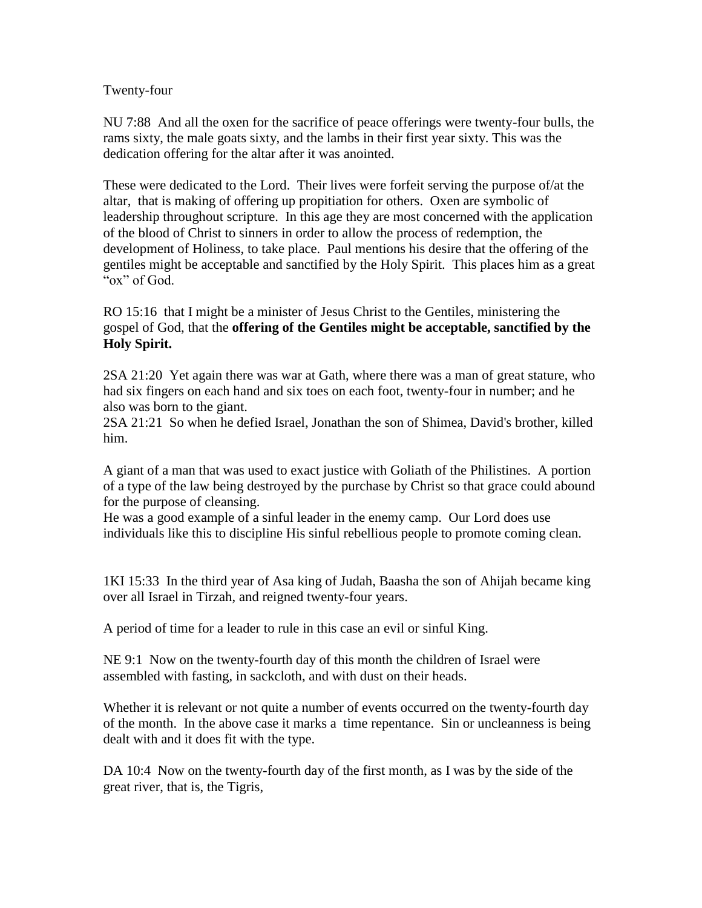Twenty-four

NU 7:88  And all the oxen for the sacrifice of peace offerings were twenty-four bulls, the rams sixty, the male goats sixty, and the lambs in their first year sixty. This was the dedication offering for the altar after it was anointed.

These were dedicated to the Lord.  Their lives were forfeit serving the purpose of/at the altar,  that is making of offering up propitiation for others.  Oxen are symbolic of leadership throughout scripture.  In this age they are most concerned with the application of the blood of Christ to sinners in order to allow the process of redemption, the development of Holiness, to take place.  Paul mentions his desire that the offering of the gentiles might be acceptable and sanctified by the Holy Spirit.  This places him as a great "ox" of God.

RO 15:16  that I might be a minister of Jesus Christ to the Gentiles, ministering the gospel of God, that the **offering of the Gentiles might be acceptable, sanctified by the Holy Spirit.**

2SA 21:20  Yet again there was war at Gath, where there was a man of great stature, who had six fingers on each hand and six toes on each foot, twenty-four in number; and he also was born to the giant.
2SA 21:21  So when he defied Israel, Jonathan the son of Shimea, David's brother, killed him.

A giant of a man that was used to exact justice with Goliath of the Philistines.  A portion of a type of the law being destroyed by the purchase by Christ so that grace could abound for the purpose of cleansing.
He was a good example of a sinful leader in the enemy camp.  Our Lord does use individuals like this to discipline His sinful rebellious people to promote coming clean.

1KI 15:33  In the third year of Asa king of Judah, Baasha the son of Ahijah became king over all Israel in Tirzah, and reigned twenty-four years.

A period of time for a leader to rule in this case an evil or sinful King.

NE 9:1  Now on the twenty-fourth day of this month the children of Israel were assembled with fasting, in sackcloth, and with dust on their heads.

Whether it is relevant or not quite a number of events occurred on the twenty-fourth day of the month.  In the above case it marks a  time repentance.  Sin or uncleanness is being dealt with and it does fit with the type.

DA 10:4  Now on the twenty-fourth day of the first month, as I was by the side of the great river, that is, the Tigris,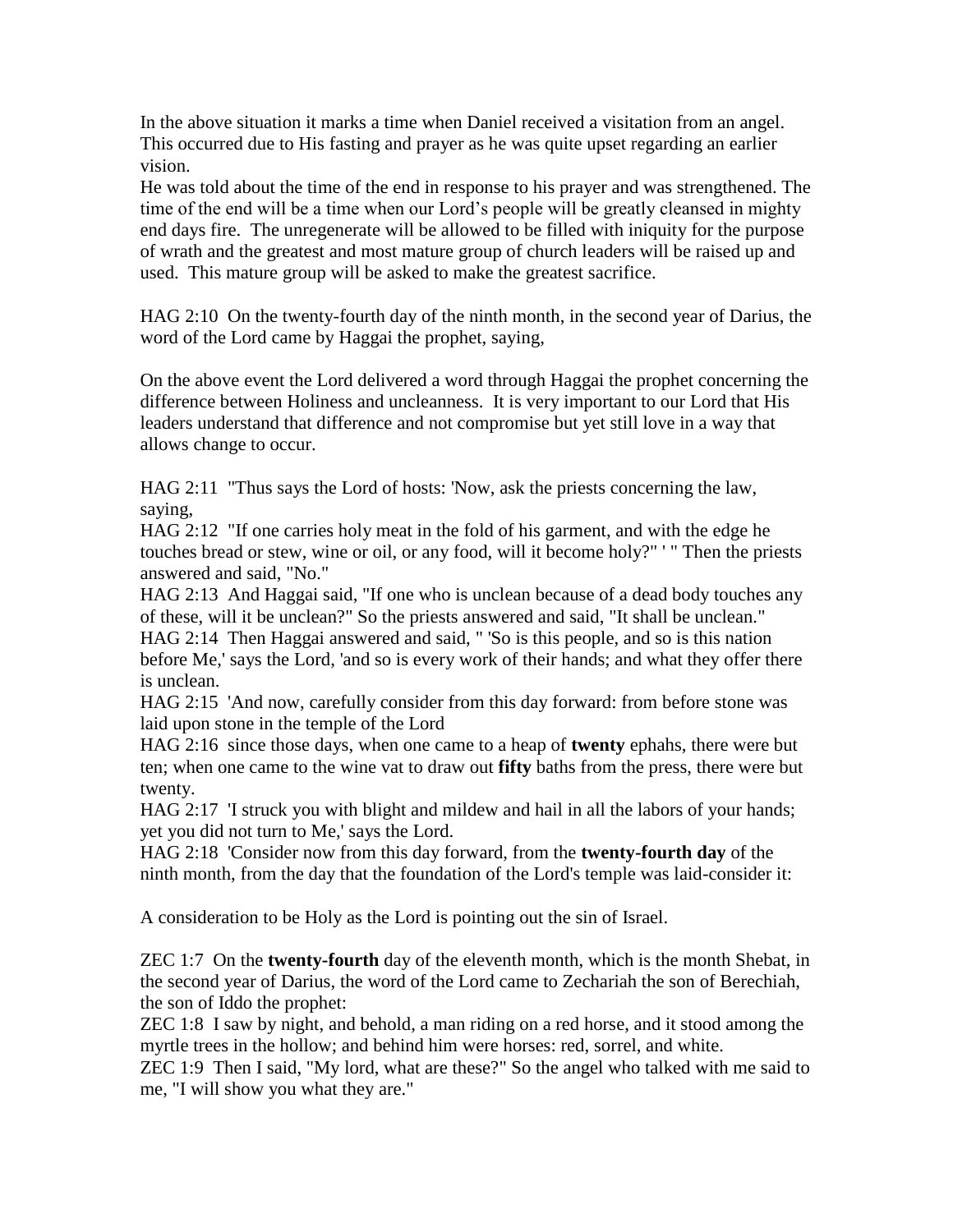In the above situation it marks a time when Daniel received a visitation from an angel. This occurred due to His fasting and prayer as he was quite upset regarding an earlier vision.
He was told about the time of the end in response to his prayer and was strengthened. The time of the end will be a time when our Lord's people will be greatly cleansed in mighty end days fire. The unregenerate will be allowed to be filled with iniquity for the purpose of wrath and the greatest and most mature group of church leaders will be raised up and used. This mature group will be asked to make the greatest sacrifice.

HAG 2:10 On the twenty-fourth day of the ninth month, in the second year of Darius, the word of the Lord came by Haggai the prophet, saying,

On the above event the Lord delivered a word through Haggai the prophet concerning the difference between Holiness and uncleanness. It is very important to our Lord that His leaders understand that difference and not compromise but yet still love in a way that allows change to occur.

HAG 2:11 "Thus says the Lord of hosts: 'Now, ask the priests concerning the law, saying,
HAG 2:12 "If one carries holy meat in the fold of his garment, and with the edge he touches bread or stew, wine or oil, or any food, will it become holy?" ' " Then the priests answered and said, "No."
HAG 2:13 And Haggai said, "If one who is unclean because of a dead body touches any of these, will it be unclean?" So the priests answered and said, "It shall be unclean."
HAG 2:14 Then Haggai answered and said, " 'So is this people, and so is this nation before Me,' says the Lord, 'and so is every work of their hands; and what they offer there is unclean.
HAG 2:15 'And now, carefully consider from this day forward: from before stone was laid upon stone in the temple of the Lord
HAG 2:16 since those days, when one came to a heap of **twenty** ephahs, there were but ten; when one came to the wine vat to draw out **fifty** baths from the press, there were but twenty.
HAG 2:17 'I struck you with blight and mildew and hail in all the labors of your hands; yet you did not turn to Me,' says the Lord.
HAG 2:18 'Consider now from this day forward, from the **twenty-fourth day** of the ninth month, from the day that the foundation of the Lord's temple was laid-consider it:

A consideration to be Holy as the Lord is pointing out the sin of Israel.

ZEC 1:7 On the **twenty-fourth** day of the eleventh month, which is the month Shebat, in the second year of Darius, the word of the Lord came to Zechariah the son of Berechiah, the son of Iddo the prophet:
ZEC 1:8 I saw by night, and behold, a man riding on a red horse, and it stood among the myrtle trees in the hollow; and behind him were horses: red, sorrel, and white.
ZEC 1:9 Then I said, "My lord, what are these?" So the angel who talked with me said to me, "I will show you what they are."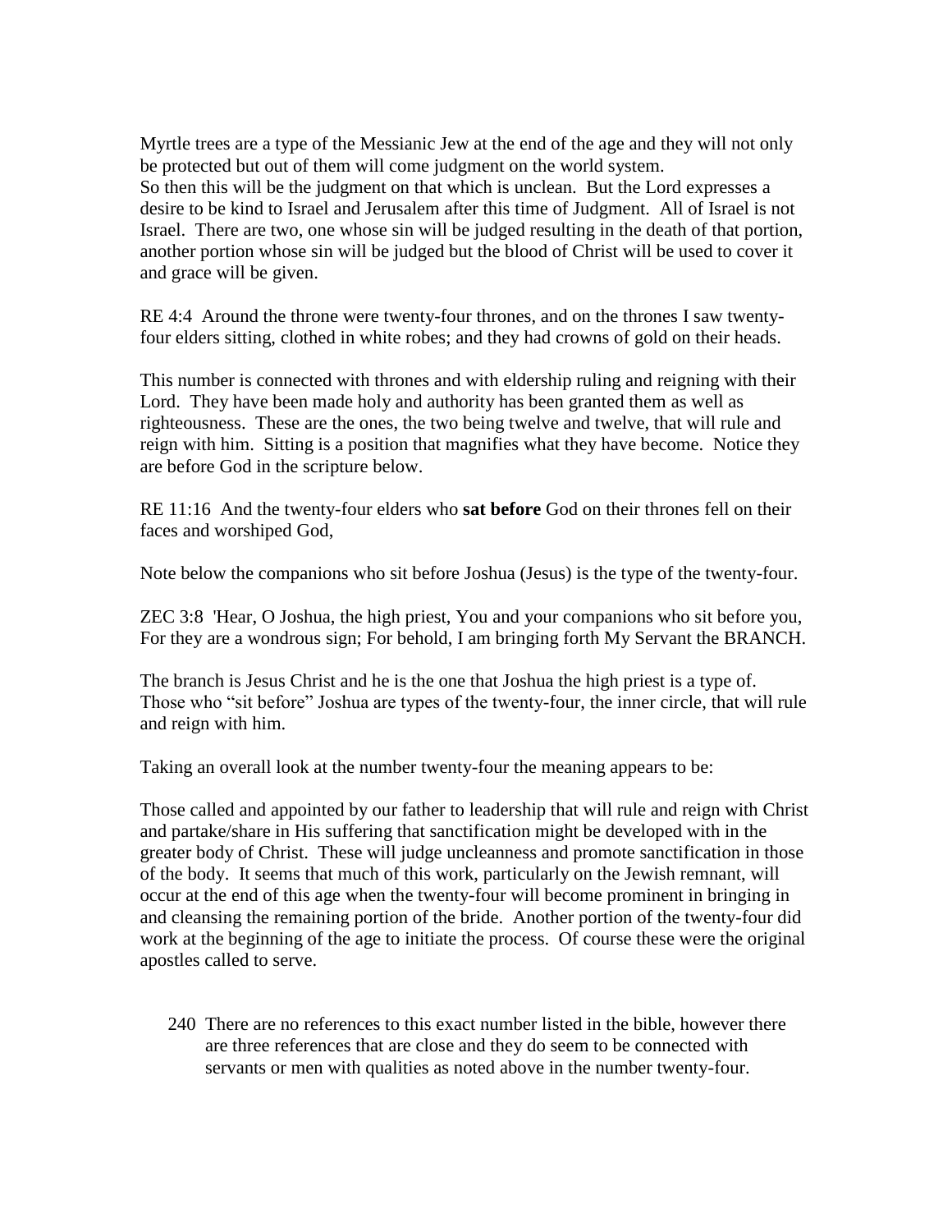Myrtle trees are a type of the Messianic Jew at the end of the age and they will not only be protected but out of them will come judgment on the world system.
So then this will be the judgment on that which is unclean. But the Lord expresses a desire to be kind to Israel and Jerusalem after this time of Judgment. All of Israel is not Israel. There are two, one whose sin will be judged resulting in the death of that portion, another portion whose sin will be judged but the blood of Christ will be used to cover it and grace will be given.

RE 4:4 Around the throne were twenty-four thrones, and on the thrones I saw twenty-four elders sitting, clothed in white robes; and they had crowns of gold on their heads.

This number is connected with thrones and with eldership ruling and reigning with their Lord. They have been made holy and authority has been granted them as well as righteousness. These are the ones, the two being twelve and twelve, that will rule and reign with him. Sitting is a position that magnifies what they have become. Notice they are before God in the scripture below.

RE 11:16 And the twenty-four elders who **sat before** God on their thrones fell on their faces and worshiped God,

Note below the companions who sit before Joshua (Jesus) is the type of the twenty-four.

ZEC 3:8 'Hear, O Joshua, the high priest, You and your companions who sit before you, For they are a wondrous sign; For behold, I am bringing forth My Servant the BRANCH.

The branch is Jesus Christ and he is the one that Joshua the high priest is a type of. Those who "sit before" Joshua are types of the twenty-four, the inner circle, that will rule and reign with him.

Taking an overall look at the number twenty-four the meaning appears to be:

Those called and appointed by our father to leadership that will rule and reign with Christ and partake/share in His suffering that sanctification might be developed with in the greater body of Christ. These will judge uncleanness and promote sanctification in those of the body. It seems that much of this work, particularly on the Jewish remnant, will occur at the end of this age when the twenty-four will become prominent in bringing in and cleansing the remaining portion of the bride. Another portion of the twenty-four did work at the beginning of the age to initiate the process. Of course these were the original apostles called to serve.

240 There are no references to this exact number listed in the bible, however there are three references that are close and they do seem to be connected with servants or men with qualities as noted above in the number twenty-four.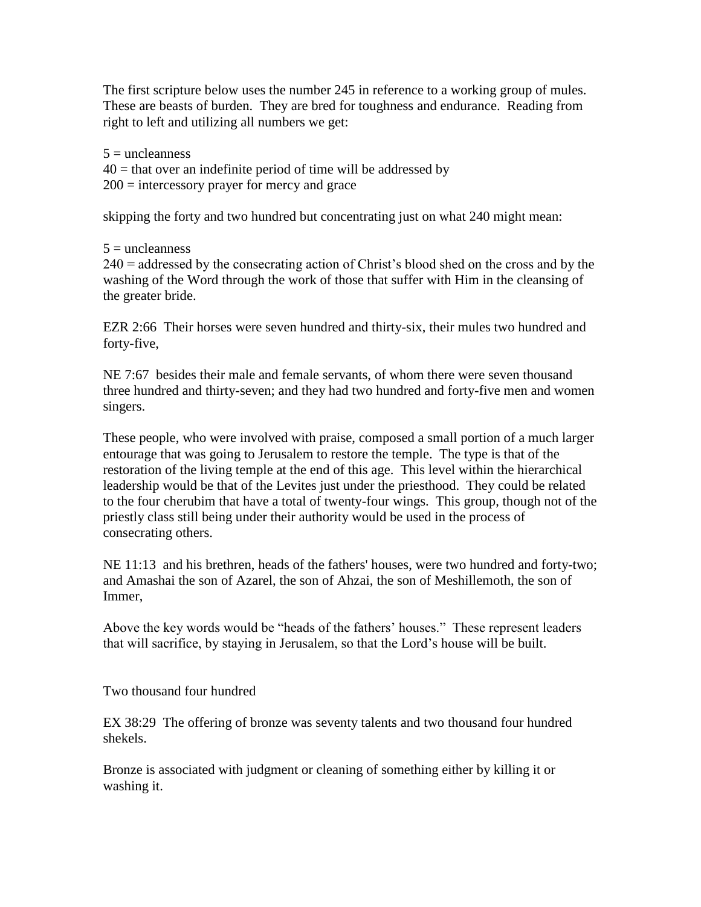The first scripture below uses the number 245 in reference to a working group of mules. These are beasts of burden. They are bred for toughness and endurance. Reading from right to left and utilizing all numbers we get:

5 = uncleanness
40 = that over an indefinite period of time will be addressed by
200 = intercessory prayer for mercy and grace

skipping the forty and two hundred but concentrating just on what 240 might mean:

5 = uncleanness
240 = addressed by the consecrating action of Christ's blood shed on the cross and by the washing of the Word through the work of those that suffer with Him in the cleansing of the greater bride.

EZR 2:66 Their horses were seven hundred and thirty-six, their mules two hundred and forty-five,

NE 7:67 besides their male and female servants, of whom there were seven thousand three hundred and thirty-seven; and they had two hundred and forty-five men and women singers.

These people, who were involved with praise, composed a small portion of a much larger entourage that was going to Jerusalem to restore the temple. The type is that of the restoration of the living temple at the end of this age. This level within the hierarchical leadership would be that of the Levites just under the priesthood. They could be related to the four cherubim that have a total of twenty-four wings. This group, though not of the priestly class still being under their authority would be used in the process of consecrating others.

NE 11:13 and his brethren, heads of the fathers' houses, were two hundred and forty-two; and Amashai the son of Azarel, the son of Ahzai, the son of Meshillemoth, the son of Immer,

Above the key words would be "heads of the fathers' houses." These represent leaders that will sacrifice, by staying in Jerusalem, so that the Lord's house will be built.

Two thousand four hundred

EX 38:29 The offering of bronze was seventy talents and two thousand four hundred shekels.

Bronze is associated with judgment or cleaning of something either by killing it or washing it.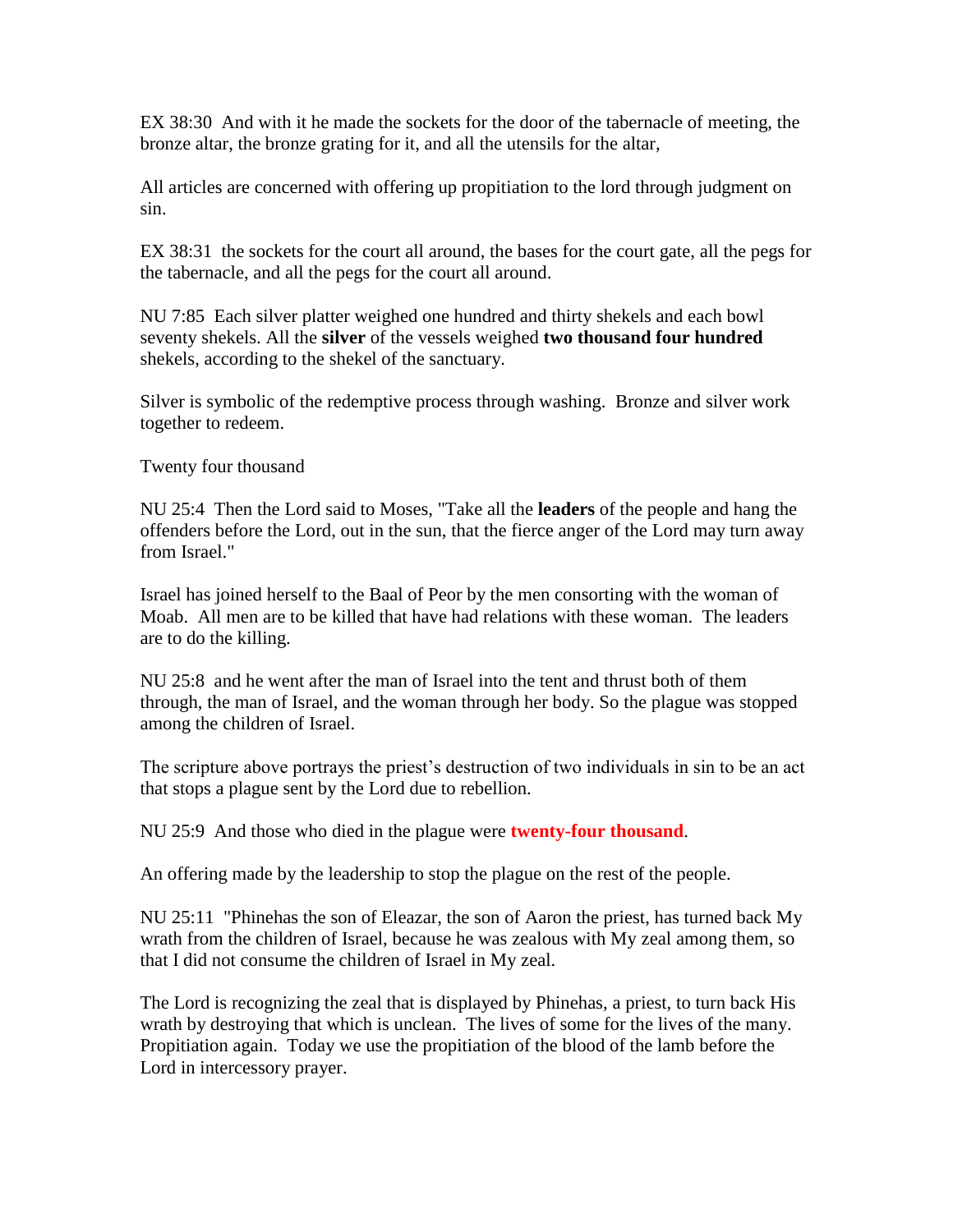EX 38:30 And with it he made the sockets for the door of the tabernacle of meeting, the bronze altar, the bronze grating for it, and all the utensils for the altar,

All articles are concerned with offering up propitiation to the lord through judgment on sin.

EX 38:31 the sockets for the court all around, the bases for the court gate, all the pegs for the tabernacle, and all the pegs for the court all around.

NU 7:85 Each silver platter weighed one hundred and thirty shekels and each bowl seventy shekels. All the **silver** of the vessels weighed **two thousand four hundred** shekels, according to the shekel of the sanctuary.

Silver is symbolic of the redemptive process through washing. Bronze and silver work together to redeem.

Twenty four thousand

NU 25:4 Then the Lord said to Moses, "Take all the **leaders** of the people and hang the offenders before the Lord, out in the sun, that the fierce anger of the Lord may turn away from Israel."

Israel has joined herself to the Baal of Peor by the men consorting with the woman of Moab. All men are to be killed that have had relations with these woman. The leaders are to do the killing.

NU 25:8 and he went after the man of Israel into the tent and thrust both of them through, the man of Israel, and the woman through her body. So the plague was stopped among the children of Israel.

The scripture above portrays the priest's destruction of two individuals in sin to be an act that stops a plague sent by the Lord due to rebellion.

NU 25:9 And those who died in the plague were **twenty-four thousand**.

An offering made by the leadership to stop the plague on the rest of the people.

NU 25:11 "Phinehas the son of Eleazar, the son of Aaron the priest, has turned back My wrath from the children of Israel, because he was zealous with My zeal among them, so that I did not consume the children of Israel in My zeal.

The Lord is recognizing the zeal that is displayed by Phinehas, a priest, to turn back His wrath by destroying that which is unclean. The lives of some for the lives of the many. Propitiation again. Today we use the propitiation of the blood of the lamb before the Lord in intercessory prayer.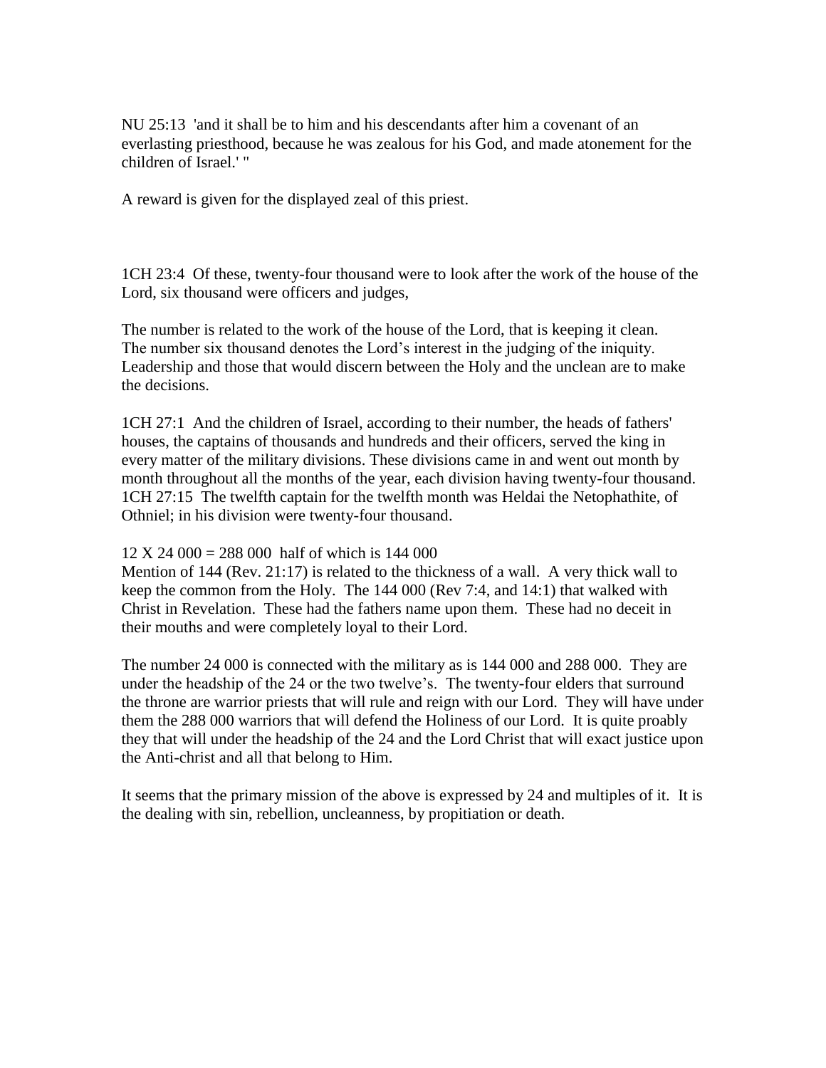NU 25:13 'and it shall be to him and his descendants after him a covenant of an everlasting priesthood, because he was zealous for his God, and made atonement for the children of Israel.' "

A reward is given for the displayed zeal of this priest.

1CH 23:4 Of these, twenty-four thousand were to look after the work of the house of the Lord, six thousand were officers and judges,

The number is related to the work of the house of the Lord, that is keeping it clean. The number six thousand denotes the Lord's interest in the judging of the iniquity. Leadership and those that would discern between the Holy and the unclean are to make the decisions.

1CH 27:1 And the children of Israel, according to their number, the heads of fathers' houses, the captains of thousands and hundreds and their officers, served the king in every matter of the military divisions. These divisions came in and went out month by month throughout all the months of the year, each division having twenty-four thousand.
1CH 27:15 The twelfth captain for the twelfth month was Heldai the Netophathite, of Othniel; in his division were twenty-four thousand.

12 X 24 000 = 288 000 half of which is 144 000
Mention of 144 (Rev. 21:17) is related to the thickness of a wall. A very thick wall to keep the common from the Holy. The 144 000 (Rev 7:4, and 14:1) that walked with Christ in Revelation. These had the fathers name upon them. These had no deceit in their mouths and were completely loyal to their Lord.

The number 24 000 is connected with the military as is 144 000 and 288 000. They are under the headship of the 24 or the two twelve's. The twenty-four elders that surround the throne are warrior priests that will rule and reign with our Lord. They will have under them the 288 000 warriors that will defend the Holiness of our Lord. It is quite proably they that will under the headship of the 24 and the Lord Christ that will exact justice upon the Anti-christ and all that belong to Him.

It seems that the primary mission of the above is expressed by 24 and multiples of it. It is the dealing with sin, rebellion, uncleanness, by propitiation or death.